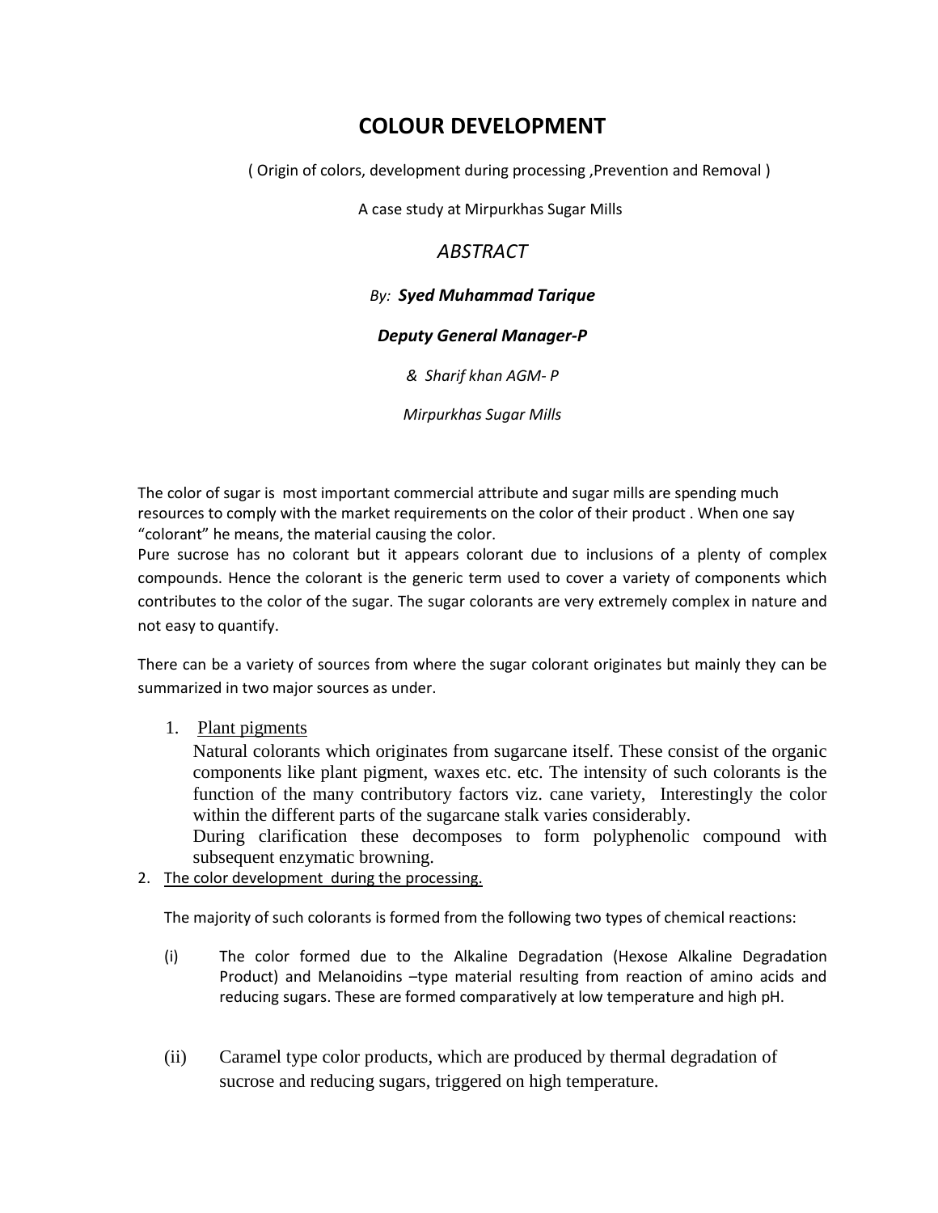# COLOUR DEVELOPMENT

( Origin of colors, development during processing ,Prevention and Removal )

A case study at Mirpurkhas Sugar Mills

## *ABSTRACT*

*By:* ***Syed Muhammad Tarique***

***Deputy General Manager-P***

*& Sharif khan AGM- P*

*Mirpurkhas Sugar Mills*

The color of sugar is most important commercial attribute and sugar mills are spending much resources to comply with the market requirements on the color of their product . When one say “colorant” he means, the material causing the color.
Pure sucrose has no colorant but it appears colorant due to inclusions of a plenty of complex compounds. Hence the colorant is the generic term used to cover a variety of components which contributes to the color of the sugar. The sugar colorants are very extremely complex in nature and not easy to quantify.

There can be a variety of sources from where the sugar colorant originates but mainly they can be summarized in two major sources as under.

1. <u>Plant pigments</u>

   Natural colorants which originates from sugarcane itself. These consist of the organic components like plant pigment, waxes etc. etc. The intensity of such colorants is the function of the many contributory factors viz. cane variety, Interestingly the color within the different parts of the sugarcane stalk varies considerably.

   During clarification these decomposes to form polyphenolic compound with subsequent enzymatic browning.

2. <u>The color development during the processing.</u>

   The majority of such colorants is formed from the following two types of chemical reactions:

   (i) The color formed due to the Alkaline Degradation (Hexose Alkaline Degradation Product) and Melanoidins –type material resulting from reaction of amino acids and reducing sugars. These are formed comparatively at low temperature and high pH.

   (ii) Caramel type color products, which are produced by thermal degradation of sucrose and reducing sugars, triggered on high temperature.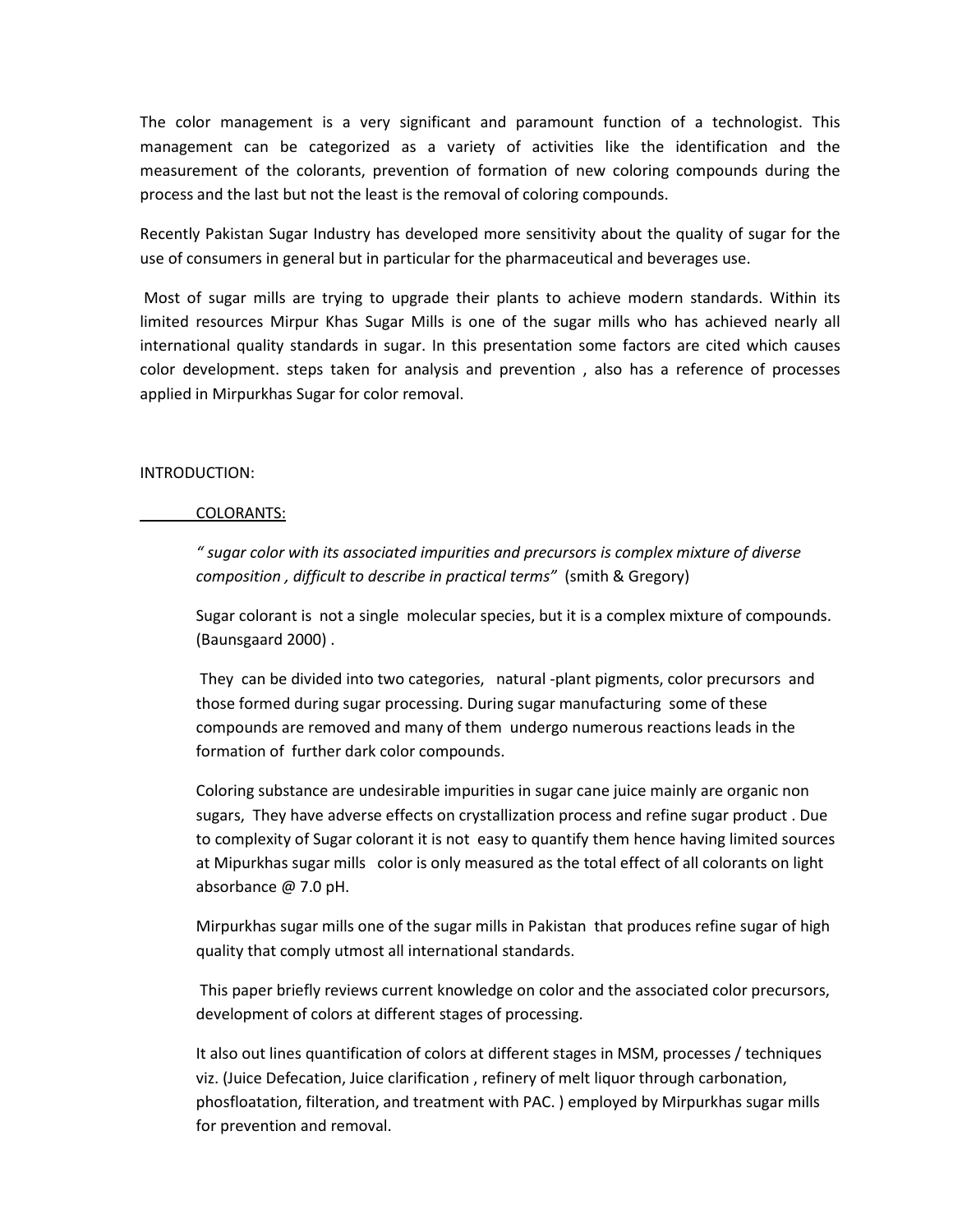The color management is a very significant and paramount function of a technologist. This management can be categorized as a variety of activities like the identification and the measurement of the colorants, prevention of formation of new coloring compounds during the process and the last but not the least is the removal of coloring compounds.

Recently Pakistan Sugar Industry has developed more sensitivity about the quality of sugar for the use of consumers in general but in particular for the pharmaceutical and beverages use.

Most of sugar mills are trying to upgrade their plants to achieve modern standards. Within its limited resources Mirpur Khas Sugar Mills is one of the sugar mills who has achieved nearly all international quality standards in sugar. In this presentation some factors are cited which causes color development. steps taken for analysis and prevention , also has a reference of processes applied in Mirpurkhas Sugar for color removal.

INTRODUCTION:

<u>COLORANTS:</u>

*" sugar color with its associated impurities and precursors is complex mixture of diverse composition , difficult to describe in practical terms"* (smith & Gregory)

Sugar colorant is not a single molecular species, but it is a complex mixture of compounds. (Baunsgaard 2000) .

They can be divided into two categories, natural -plant pigments, color precursors and those formed during sugar processing. During sugar manufacturing some of these compounds are removed and many of them undergo numerous reactions leads in the formation of further dark color compounds.

Coloring substance are undesirable impurities in sugar cane juice mainly are organic non sugars, They have adverse effects on crystallization process and refine sugar product . Due to complexity of Sugar colorant it is not easy to quantify them hence having limited sources at Mipurkhas sugar mills color is only measured as the total effect of all colorants on light absorbance @ 7.0 pH.

Mirpurkhas sugar mills one of the sugar mills in Pakistan that produces refine sugar of high quality that comply utmost all international standards.

This paper briefly reviews current knowledge on color and the associated color precursors, development of colors at different stages of processing.

It also out lines quantification of colors at different stages in MSM, processes / techniques viz. (Juice Defecation, Juice clarification , refinery of melt liquor through carbonation, phosfloatation, filteration, and treatment with PAC. ) employed by Mirpurkhas sugar mills for prevention and removal.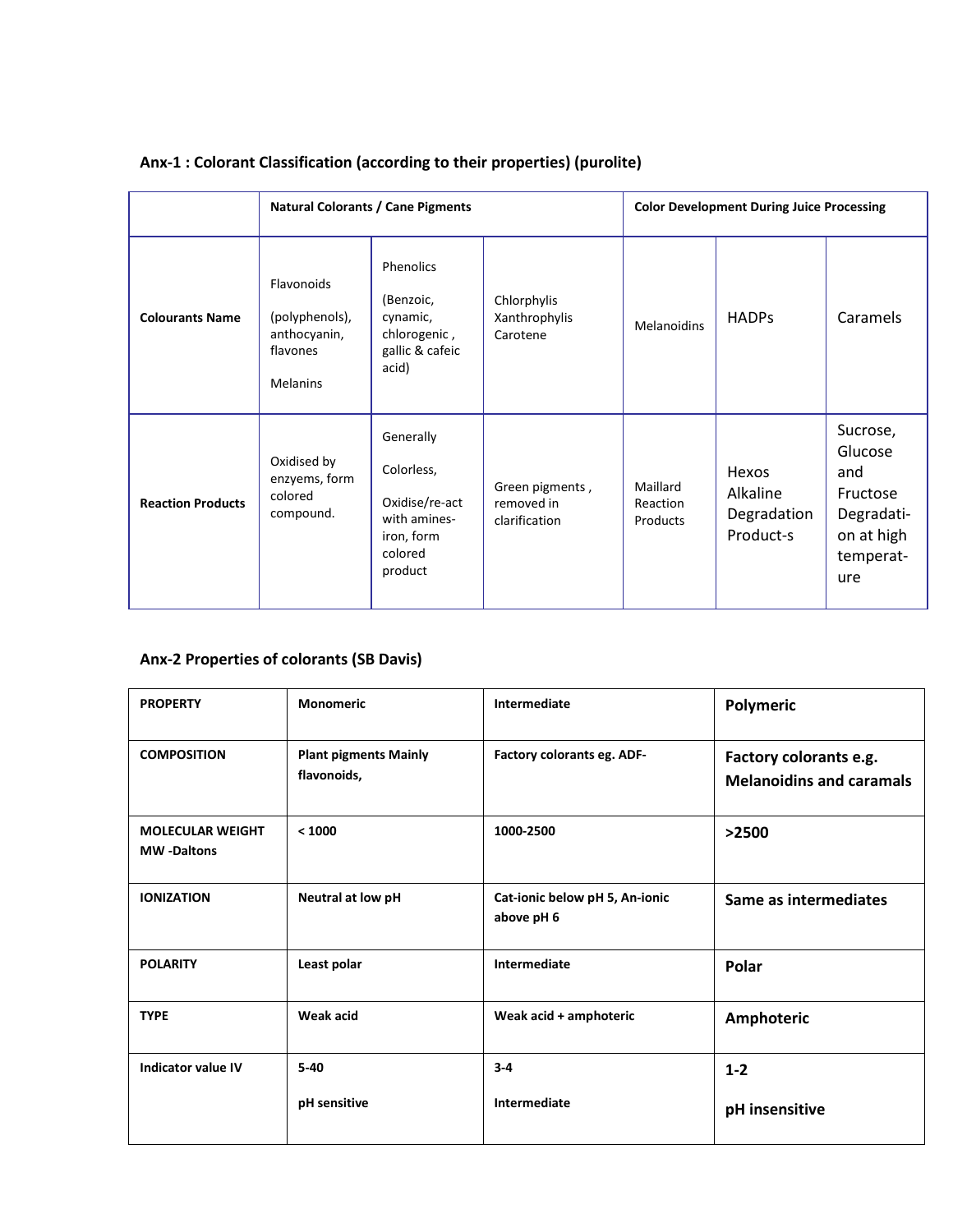**Anx-1 : Colorant Classification (according to their properties) (purolite)**

| | Natural Colorants / Cane Pigments | | | Color Development During Juice Processing | | |
|---|---|---|---|---|---|---|
| **Colourants Name** | Flavonoids (polyphenols), anthocyanin, flavones Melanins | Phenolics (Benzoic, cynamic, chlorogenic , gallic & cafeic acid) | Chlorphylis Xanthrophylis Carotene | Melanoidins | HADPs | Caramels |
| **Reaction Products** | Oxidised by enzyems, form colored compound. | Generally Colorless, Oxidise/re-act with amines-iron, form colored product | Green pigments , removed in clarification | Maillard Reaction Products | Hexos Alkaline Degradation Product-s | Sucrose, Glucose and Fructose Degradati-on at high temperat-ure |

**Anx-2 Properties of colorants (SB Davis)**

| PROPERTY | Monomeric | Intermediate | Polymeric |
|---|---|---|---|
| **COMPOSITION** | **Plant pigments Mainly flavonoids,** | **Factory colorants eg. ADF-** | **Factory colorants e.g. Melanoidins and caramals** |
| **MOLECULAR WEIGHT MW -Daltons** | **< 1000** | **1000-2500** | **>2500** |
| **IONIZATION** | **Neutral at low pH** | **Cat-ionic below pH 5, An-ionic above pH 6** | **Same as intermediates** |
| **POLARITY** | **Least polar** | **Intermediate** | **Polar** |
| **TYPE** | **Weak acid** | **Weak acid + amphoteric** | **Amphoteric** |
| **Indicator value IV** | **5-40** **pH sensitive** | **3-4** **Intermediate** | **1-2** **pH insensitive** |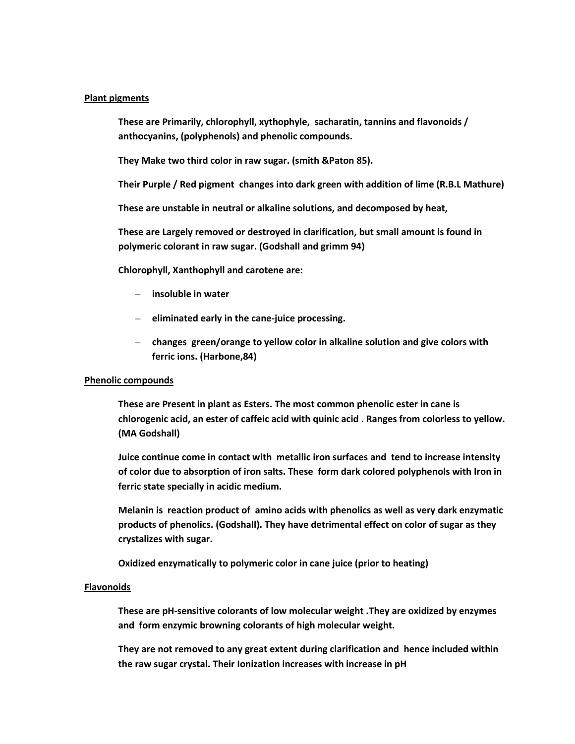## Plant pigments

**These are Primarily, chlorophyll, xythophyle, sacharatin, tannins and flavonoids / anthocyanins, (polyphenols) and phenolic compounds.**

**They Make two third color in raw sugar. (smith &Paton 85).**

**Their Purple / Red pigment changes into dark green with addition of lime (R.B.L Mathure)**

**These are unstable in neutral or alkaline solutions, and decomposed by heat,**

**These are Largely removed or destroyed in clarification, but small amount is found in polymeric colorant in raw sugar. (Godshall and grimm 94)**

**Chlorophyll, Xanthophyll and carotene are:**

- **insoluble in water**
- **eliminated early in the cane-juice processing.**
- **changes green/orange to yellow color in alkaline solution and give colors with ferric ions. (Harbone,84)**

## Phenolic compounds

**These are Present in plant as Esters. The most common phenolic ester in cane is chlorogenic acid, an ester of caffeic acid with quinic acid . Ranges from colorless to yellow. (MA Godshall)**

**Juice continue come in contact with metallic iron surfaces and tend to increase intensity of color due to absorption of iron salts. These form dark colored polyphenols with Iron in ferric state specially in acidic medium.**

**Melanin is reaction product of amino acids with phenolics as well as very dark enzymatic products of phenolics. (Godshall). They have detrimental effect on color of sugar as they crystalizes with sugar.**

**Oxidized enzymatically to polymeric color in cane juice (prior to heating)**

## Flavonoids

**These are pH-sensitive colorants of low molecular weight .They are oxidized by enzymes and form enzymic browning colorants of high molecular weight.**

**They are not removed to any great extent during clarification and hence included within the raw sugar crystal. Their Ionization increases with increase in pH**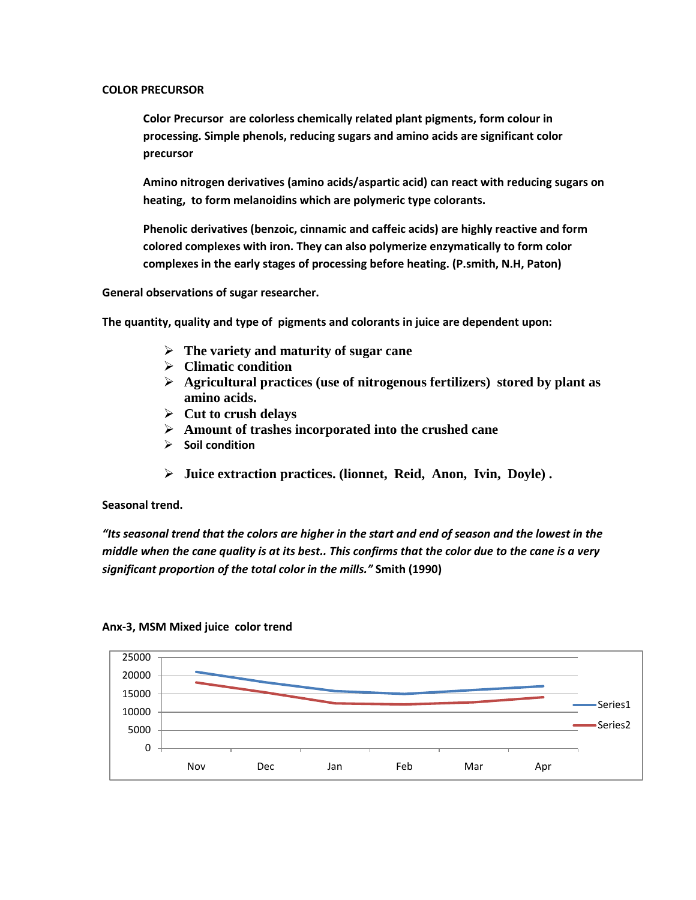**COLOR PRECURSOR**

**Color Precursor are colorless chemically related plant pigments, form colour in processing. Simple phenols, reducing sugars and amino acids are significant color precursor**

**Amino nitrogen derivatives (amino acids/aspartic acid) can react with reducing sugars on heating, to form melanoidins which are polymeric type colorants.**

**Phenolic derivatives (benzoic, cinnamic and caffeic acids) are highly reactive and form colored complexes with iron. They can also polymerize enzymatically to form color complexes in the early stages of processing before heating. (P.smith, N.H, Paton)**

**General observations of sugar researcher.**

**The quantity, quality and type of pigments and colorants in juice are dependent upon:**

- **The variety and maturity of sugar cane**
- **Climatic condition**
- **Agricultural practices (use of nitrogenous fertilizers) stored by plant as amino acids.**
- **Cut to crush delays**
- **Amount of trashes incorporated into the crushed cane**
- **Soil condition**
- **Juice extraction practices. (lionnet, Reid, Anon, Ivin, Doyle) .**

**Seasonal trend.**

***"Its seasonal trend that the colors are higher in the start and end of season and the lowest in the middle when the cane quality is at its best.. This confirms that the color due to the cane is a very significant proportion of the total color in the mills."*** **Smith (1990)**

**Anx-3, MSM Mixed juice color trend**

| Month | Series1 | Series2 |
|---|---|---|
| Nov | ~21000 | ~18000 |
| Dec | ~18000 | ~15500 |
| Jan | ~15800 | ~12500 |
| Feb | ~15000 | ~12200 |
| Mar | ~16000 | ~12700 |
| Apr | ~17000 | ~14000 |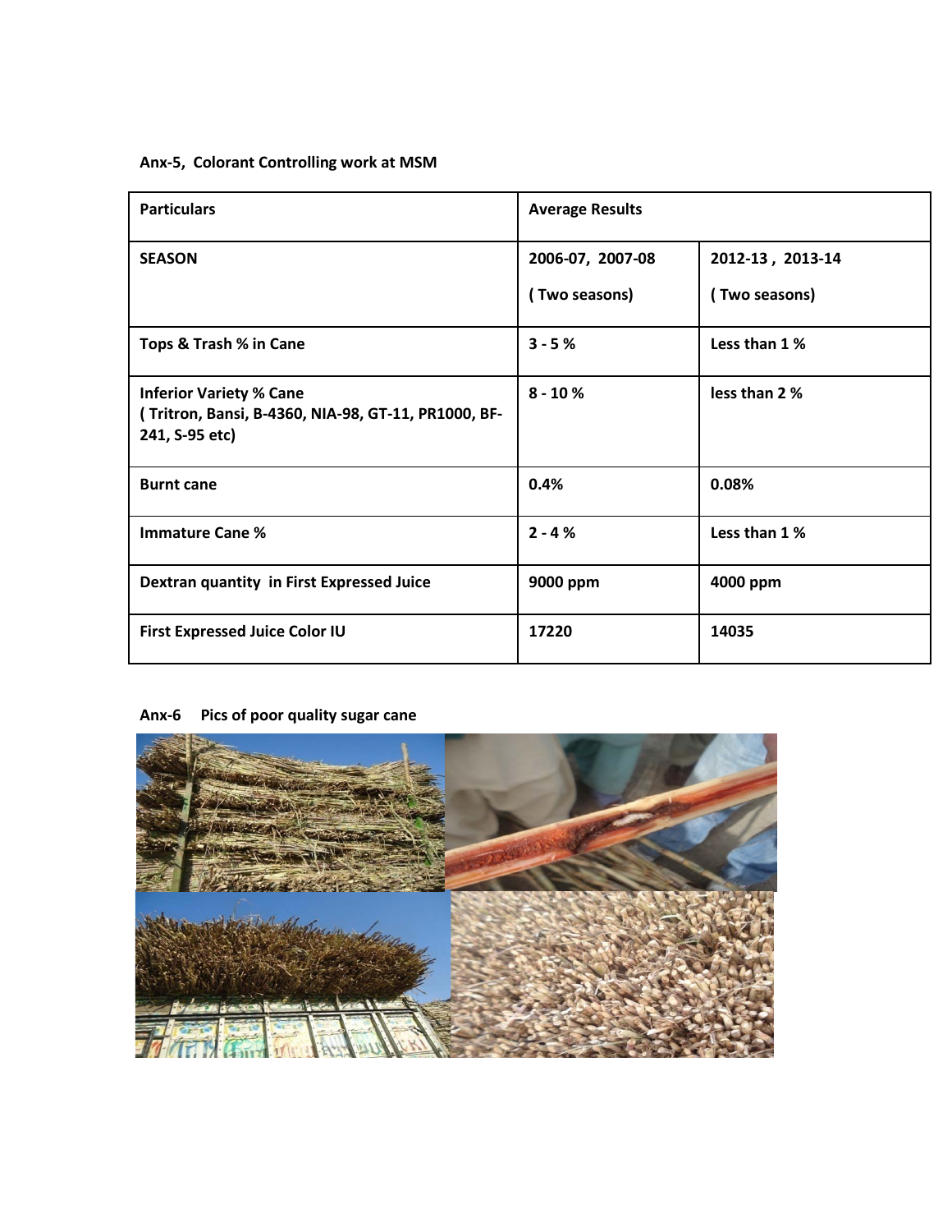**Anx-5, Colorant Controlling work at MSM**

| Particulars | Average Results | |
|---|---|---|
| SEASON | 2006-07, 2007-08 ( Two seasons) | 2012-13 , 2013-14 ( Two seasons) |
| Tops & Trash % in Cane | 3 - 5 % | Less than 1 % |
| Inferior Variety % Cane ( Tritron, Bansi, B-4360, NIA-98, GT-11, PR1000, BF-241, S-95 etc) | 8 - 10 % | less than 2 % |
| Burnt cane | 0.4% | 0.08% |
| Immature Cane % | 2 - 4 % | Less than 1 % |
| Dextran quantity in First Expressed Juice | 9000 ppm | 4000 ppm |
| First Expressed Juice Color IU | 17220 | 14035 |

**Anx-6 Pics of poor quality sugar cane**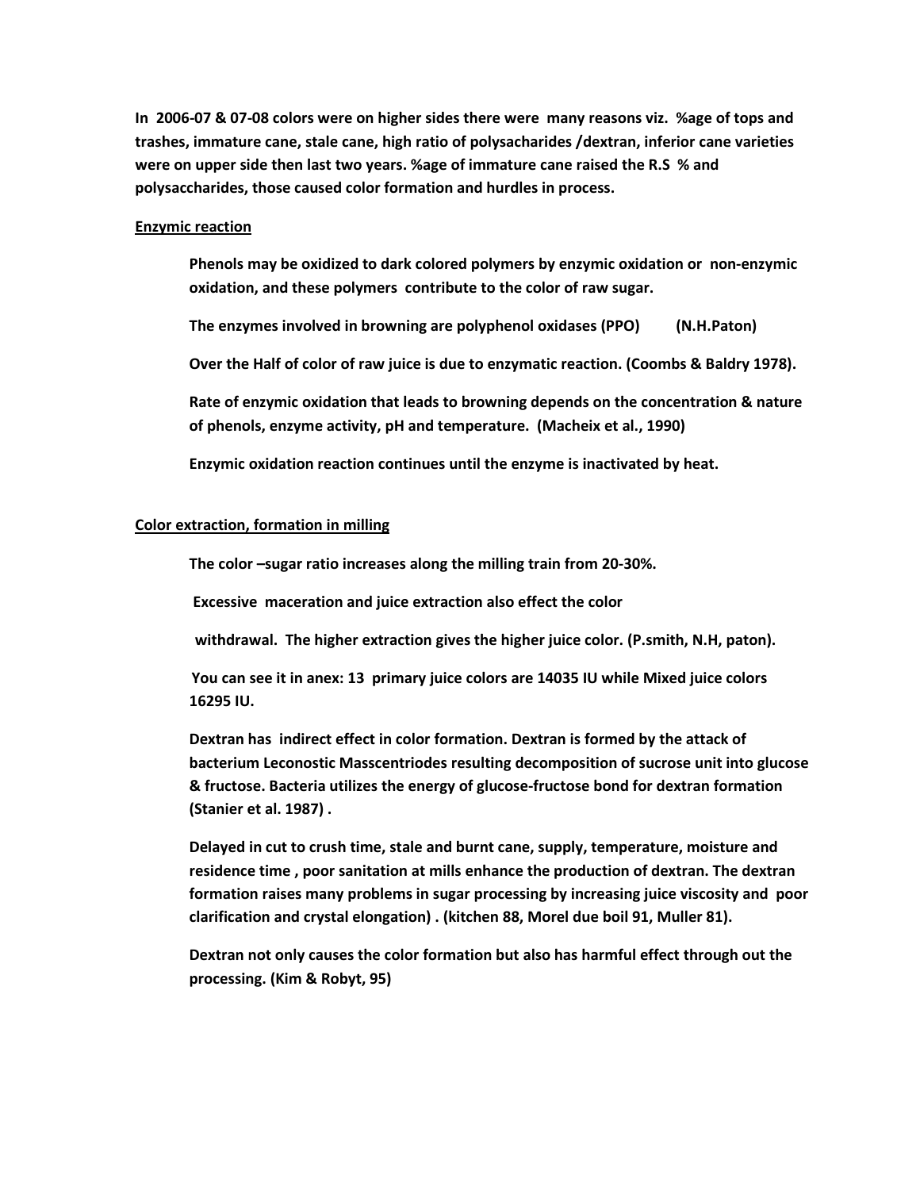**In 2006-07 & 07-08 colors were on higher sides there were many reasons viz. %age of tops and trashes, immature cane, stale cane, high ratio of polysacharides /dextran, inferior cane varieties were on upper side then last two years. %age of immature cane raised the R.S % and polysaccharides, those caused color formation and hurdles in process.**

**<u>Enzymic reaction</u>**

**Phenols may be oxidized to dark colored polymers by enzymic oxidation or non-enzymic oxidation, and these polymers contribute to the color of raw sugar.**

**The enzymes involved in browning are polyphenol oxidases (PPO) (N.H.Paton)**

**Over the Half of color of raw juice is due to enzymatic reaction. (Coombs & Baldry 1978).**

**Rate of enzymic oxidation that leads to browning depends on the concentration & nature of phenols, enzyme activity, pH and temperature. (Macheix et al., 1990)**

**Enzymic oxidation reaction continues until the enzyme is inactivated by heat.**

**<u>Color extraction, formation in milling</u>**

**The color –sugar ratio increases along the milling train from 20-30%.**

**Excessive maceration and juice extraction also effect the color withdrawal. The higher extraction gives the higher juice color. (P.smith, N.H, paton).**

**You can see it in anex: 13 primary juice colors are 14035 IU while Mixed juice colors 16295 IU.**

**Dextran has indirect effect in color formation. Dextran is formed by the attack of bacterium Leconostic Masscentriodes resulting decomposition of sucrose unit into glucose & fructose. Bacteria utilizes the energy of glucose-fructose bond for dextran formation (Stanier et al. 1987) .**

**Delayed in cut to crush time, stale and burnt cane, supply, temperature, moisture and residence time , poor sanitation at mills enhance the production of dextran. The dextran formation raises many problems in sugar processing by increasing juice viscosity and poor clarification and crystal elongation) . (kitchen 88, Morel due boil 91, Muller 81).**

**Dextran not only causes the color formation but also has harmful effect through out the processing. (Kim & Robyt, 95)**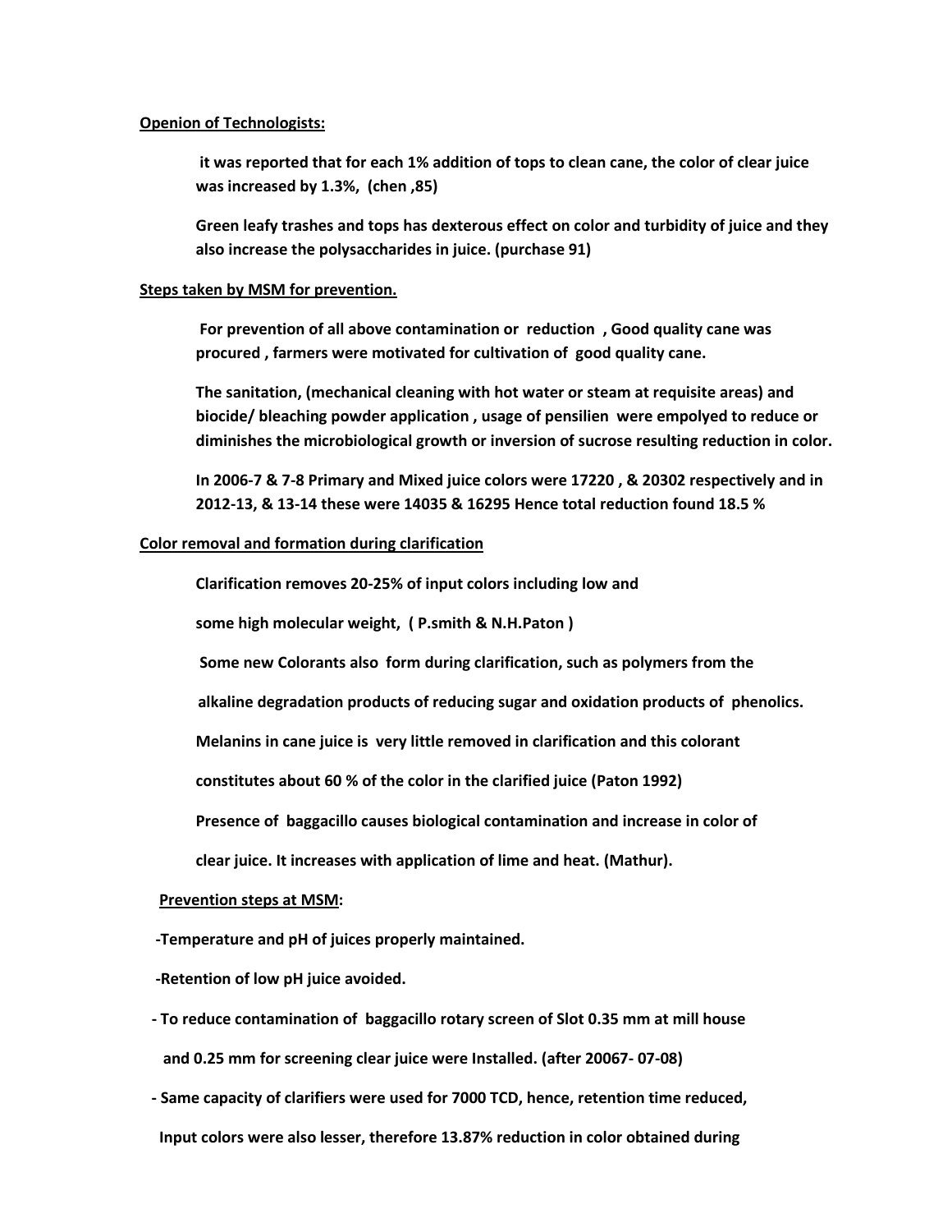**Openion of Technologists:**

**it was reported that for each 1% addition of tops to clean cane, the color of clear juice was increased by 1.3%, (chen ,85)**

**Green leafy trashes and tops has dexterous effect on color and turbidity of juice and they also increase the polysaccharides in juice. (purchase 91)**

**Steps taken by MSM for prevention.**

**For prevention of all above contamination or reduction , Good quality cane was procured , farmers were motivated for cultivation of good quality cane.**

**The sanitation, (mechanical cleaning with hot water or steam at requisite areas) and biocide/ bleaching powder application , usage of pensilien were empolyed to reduce or diminishes the microbiological growth or inversion of sucrose resulting reduction in color.**

**In 2006-7 & 7-8 Primary and Mixed juice colors were 17220 , & 20302 respectively and in 2012-13, & 13-14 these were 14035 & 16295 Hence total reduction found 18.5 %**

**Color removal and formation during clarification**

**Clarification removes 20-25% of input colors including low and**

**some high molecular weight, ( P.smith & N.H.Paton )**

**Some new Colorants also form during clarification, such as polymers from the**

**alkaline degradation products of reducing sugar and oxidation products of phenolics.**

**Melanins in cane juice is very little removed in clarification and this colorant**

**constitutes about 60 % of the color in the clarified juice (Paton 1992)**

**Presence of baggacillo causes biological contamination and increase in color of**

**clear juice. It increases with application of lime and heat. (Mathur).**

**Prevention steps at MSM:**

**-Temperature and pH of juices properly maintained.**

**-Retention of low pH juice avoided.**

**- To reduce contamination of baggacillo rotary screen of Slot 0.35 mm at mill house**

**and 0.25 mm for screening clear juice were Installed. (after 20067- 07-08)**

**- Same capacity of clarifiers were used for 7000 TCD, hence, retention time reduced,**

**Input colors were also lesser, therefore 13.87% reduction in color obtained during**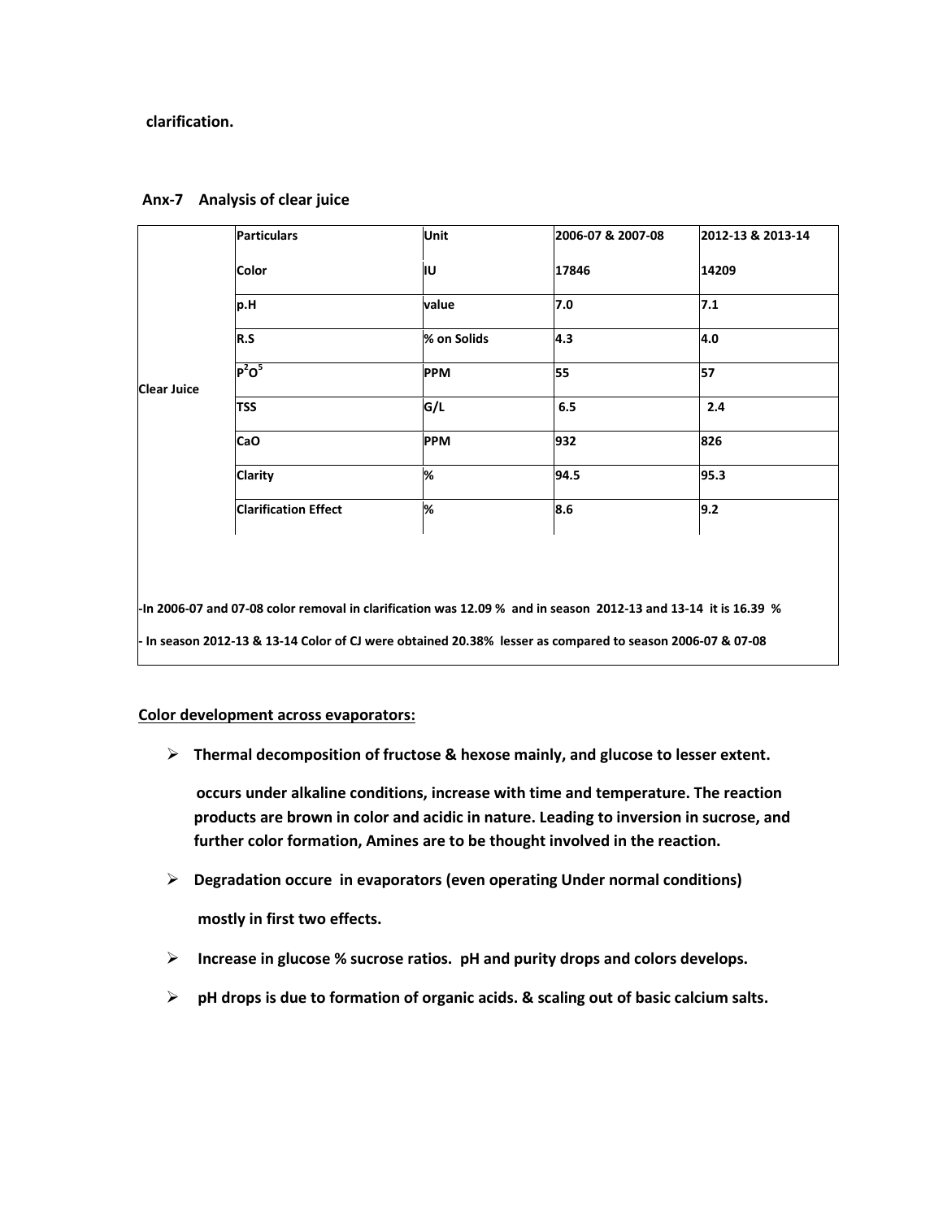**clarification.**

**Anx-7 Analysis of clear juice**

| | Particulars | Unit | 2006-07 & 2007-08 | 2012-13 & 2013-14 |
|---|---|---|---|---|
| Clear Juice | Color | IU | 17846 | 14209 |
| | p.H | value | 7.0 | 7.1 |
| | R.S | % on Solids | 4.3 | 4.0 |
| | $P^2O^5$ | PPM | 55 | 57 |
| | TSS | G/L | 6.5 | 2.4 |
| | CaO | PPM | 932 | 826 |
| | Clarity | % | 94.5 | 95.3 |
| | Clarification Effect | % | 8.6 | 9.2 |

**-In 2006-07 and 07-08 color removal in clarification was 12.09 % and in season 2012-13 and 13-14 it is 16.39 %**

**- In season 2012-13 & 13-14 Color of CJ were obtained 20.38% lesser as compared to season 2006-07 & 07-08**

**Color development across evaporators:**

- **Thermal decomposition of fructose & hexose mainly, and glucose to lesser extent.**

  **occurs under alkaline conditions, increase with time and temperature. The reaction products are brown in color and acidic in nature. Leading to inversion in sucrose, and further color formation, Amines are to be thought involved in the reaction.**

- **Degradation occure in evaporators (even operating Under normal conditions)**

  **mostly in first two effects.**

- **Increase in glucose % sucrose ratios. pH and purity drops and colors develops.**

- **pH drops is due to formation of organic acids. & scaling out of basic calcium salts.**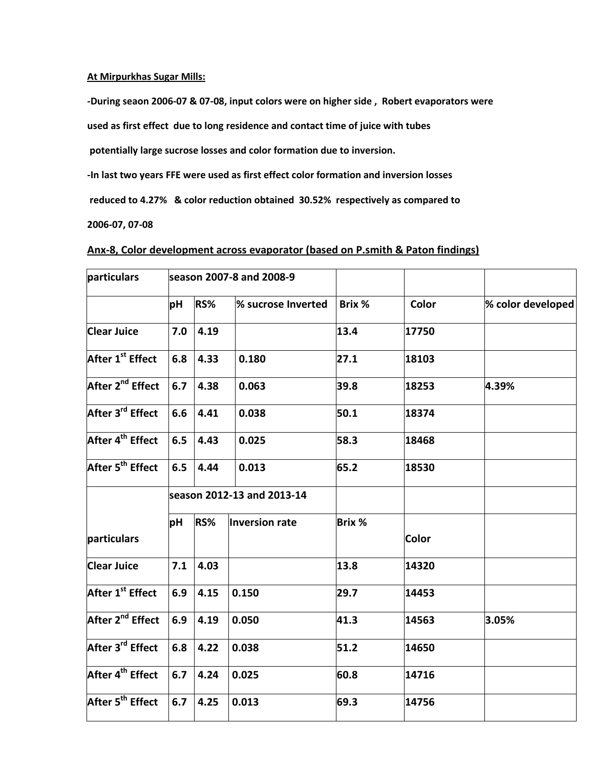**At Mirpurkhas Sugar Mills:**

**-During seaon 2006-07 & 07-08, input colors were on higher side , Robert evaporators were used as first effect due to long residence and contact time of juice with tubes potentially large sucrose losses and color formation due to inversion.**

**-In last two years FFE were used as first effect color formation and inversion losses reduced to 4.27% & color reduction obtained 30.52% respectively as compared to 2006-07, 07-08**

## Anx-8, Color development across evaporator (based on P.smith & Paton findings)

| particulars | season 2007-8 and 2008-9 | | | | | |
|---|---|---|---|---|---|---|
| | pH | RS% | % sucrose Inverted | Brix % | Color | % color developed |
| Clear Juice | 7.0 | 4.19 | | 13.4 | 17750 | |
| After 1st Effect | 6.8 | 4.33 | 0.180 | 27.1 | 18103 | |
| After 2nd Effect | 6.7 | 4.38 | 0.063 | 39.8 | 18253 | 4.39% |
| After 3rd Effect | 6.6 | 4.41 | 0.038 | 50.1 | 18374 | |
| After 4th Effect | 6.5 | 4.43 | 0.025 | 58.3 | 18468 | |
| After 5th Effect | 6.5 | 4.44 | 0.013 | 65.2 | 18530 | |
| | season 2012-13 and 2013-14 | | | | | |
| particulars | pH | RS% | Inversion rate | Brix % | Color | |
| Clear Juice | 7.1 | 4.03 | | 13.8 | 14320 | |
| After 1st Effect | 6.9 | 4.15 | 0.150 | 29.7 | 14453 | |
| After 2nd Effect | 6.9 | 4.19 | 0.050 | 41.3 | 14563 | 3.05% |
| After 3rd Effect | 6.8 | 4.22 | 0.038 | 51.2 | 14650 | |
| After 4th Effect | 6.7 | 4.24 | 0.025 | 60.8 | 14716 | |
| After 5th Effect | 6.7 | 4.25 | 0.013 | 69.3 | 14756 | |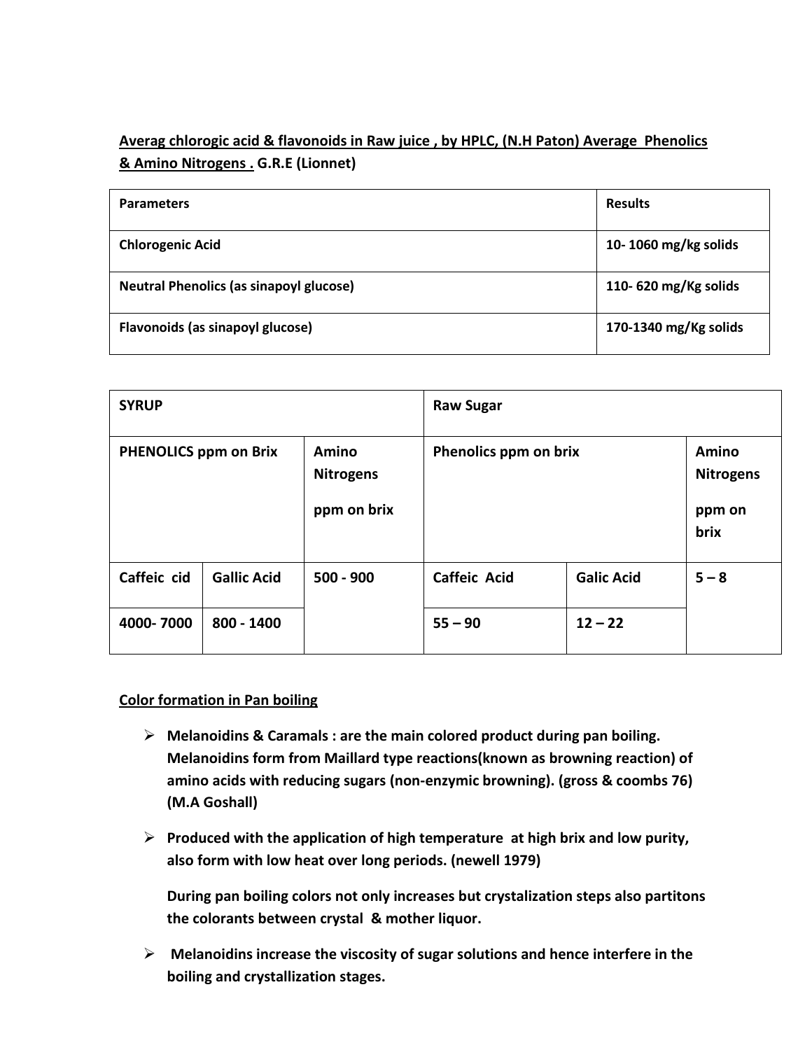**<u>Averag chlorogic acid & flavonoids in Raw juice , by HPLC, (N.H Paton) Average Phenolics & Amino Nitrogens .</u> G.R.E (Lionnet)**

| **Parameters** | **Results** |
|---|---|
| **Chlorogenic Acid** | **10- 1060 mg/kg solids** |
| **Neutral Phenolics (as sinapoyl glucose)** | **110- 620 mg/Kg solids** |
| **Flavonoids (as sinapoyl glucose)** | **170-1340 mg/Kg solids** |

| **SYRUP** | | | **Raw Sugar** | | |
|---|---|---|---|---|---|
| **PHENOLICS ppm on Brix** | | **Amino Nitrogens ppm on brix** | **Phenolics ppm on brix** | | **Amino Nitrogens ppm on brix** |
| **Caffeic cid** | **Gallic Acid** | **500 - 900** | **Caffeic Acid** | **Galic Acid** | **5 – 8** |
| **4000- 7000** | **800 - 1400** | | **55 – 90** | **12 – 22** | |

**<u>Color formation in Pan boiling</u>**

- **Melanoidins & Caramals : are the main colored product during pan boiling. Melanoidins form from Maillard type reactions(known as browning reaction) of amino acids with reducing sugars (non-enzymic browning). (gross & coombs 76) (M.A Goshall)**
- **Produced with the application of high temperature at high brix and low purity, also form with low heat over long periods. (newell 1979)**

  **During pan boiling colors not only increases but crystalization steps also partitons the colorants between crystal & mother liquor.**
- **Melanoidins increase the viscosity of sugar solutions and hence interfere in the boiling and crystallization stages.**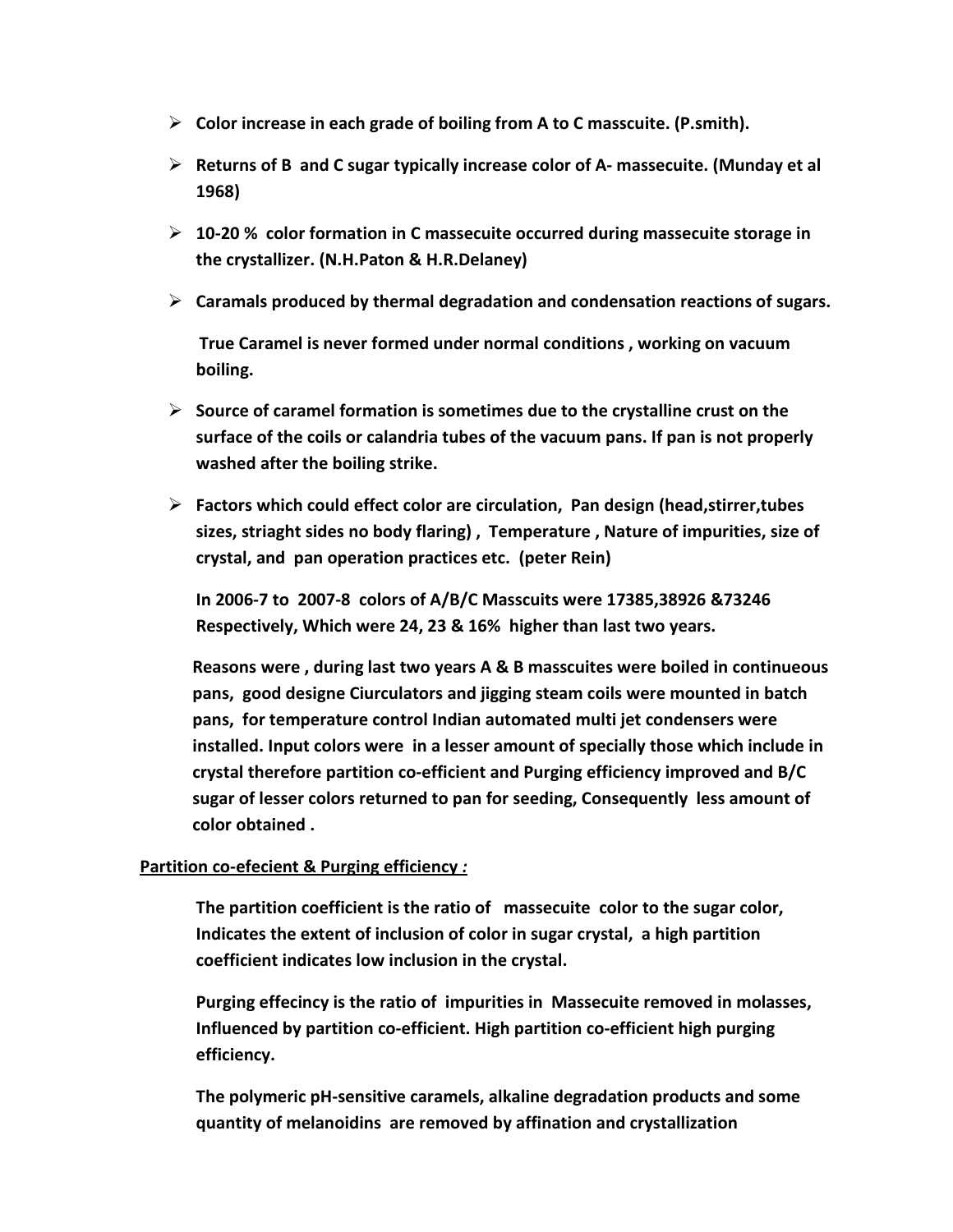- **Color increase in each grade of boiling from A to C masscuite. (P.smith).**
- **Returns of B and C sugar typically increase color of A- massecuite. (Munday et al 1968)**
- **10-20 % color formation in C massecuite occurred during massecuite storage in the crystallizer. (N.H.Paton & H.R.Delaney)**
- **Caramals produced by thermal degradation and condensation reactions of sugars.**

  **True Caramel is never formed under normal conditions , working on vacuum boiling.**

- **Source of caramel formation is sometimes due to the crystalline crust on the surface of the coils or calandria tubes of the vacuum pans. If pan is not properly washed after the boiling strike.**
- **Factors which could effect color are circulation, Pan design (head,stirrer,tubes sizes, striaght sides no body flaring) , Temperature , Nature of impurities, size of crystal, and pan operation practices etc. (peter Rein)**

  **In 2006-7 to 2007-8 colors of A/B/C Masscuits were 17385,38926 &73246 Respectively, Which were 24, 23 & 16% higher than last two years.**

  **Reasons were , during last two years A & B masscuites were boiled in continueous pans, good designe Ciurculators and jigging steam coils were mounted in batch pans, for temperature control Indian automated multi jet condensers were installed. Input colors were in a lesser amount of specially those which include in crystal therefore partition co-efficient and Purging efficiency improved and B/C sugar of lesser colors returned to pan for seeding, Consequently less amount of color obtained .**

**<u>Partition co-efecient & Purging efficiency *:*</u>**

**The partition coefficient is the ratio of massecuite color to the sugar color, Indicates the extent of inclusion of color in sugar crystal, a high partition coefficient indicates low inclusion in the crystal.**

**Purging effecincy is the ratio of impurities in Massecuite removed in molasses, Influenced by partition co-efficient. High partition co-efficient high purging efficiency.**

**The polymeric pH-sensitive caramels, alkaline degradation products and some quantity of melanoidins are removed by affination and crystallization**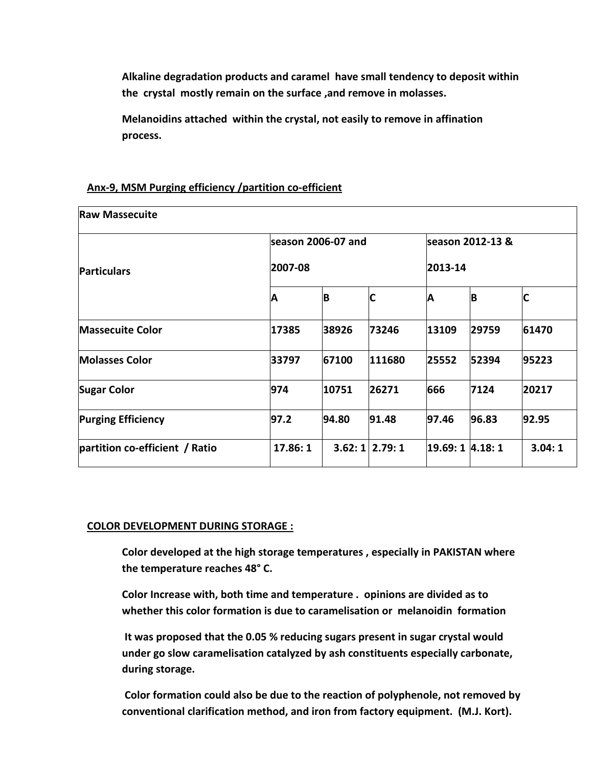**Alkaline degradation products and caramel have small tendency to deposit within the crystal mostly remain on the surface ,and remove in molasses.**

**Melanoidins attached within the crystal, not easily to remove in affination process.**

**Anx-9, MSM Purging efficiency /partition co-efficient**

| **Raw Massecuite** | | | | | | |
|---|---|---|---|---|---|---|
| **Particulars** | **season 2006-07 and 2007-08** | | | **season 2012-13 & 2013-14** | | |
| | **A** | **B** | **C** | **A** | **B** | **C** |
| **Massecuite Color** | **17385** | **38926** | **73246** | **13109** | **29759** | **61470** |
| **Molasses Color** | **33797** | **67100** | **111680** | **25552** | **52394** | **95223** |
| **Sugar Color** | **974** | **10751** | **26271** | **666** | **7124** | **20217** |
| **Purging Efficiency** | **97.2** | **94.80** | **91.48** | **97.46** | **96.83** | **92.95** |
| **partition co-efficient / Ratio** | **17.86: 1** | **3.62: 1** | **2.79: 1** | **19.69: 1** | **4.18: 1** | **3.04: 1** |

**COLOR DEVELOPMENT DURING STORAGE :**

**Color developed at the high storage temperatures , especially in PAKISTAN where the temperature reaches 48° C.**

**Color Increase with, both time and temperature . opinions are divided as to whether this color formation is due to caramelisation or melanoidin formation**

**It was proposed that the 0.05 % reducing sugars present in sugar crystal would under go slow caramelisation catalyzed by ash constituents especially carbonate, during storage.**

**Color formation could also be due to the reaction of polyphenole, not removed by conventional clarification method, and iron from factory equipment. (M.J. Kort).**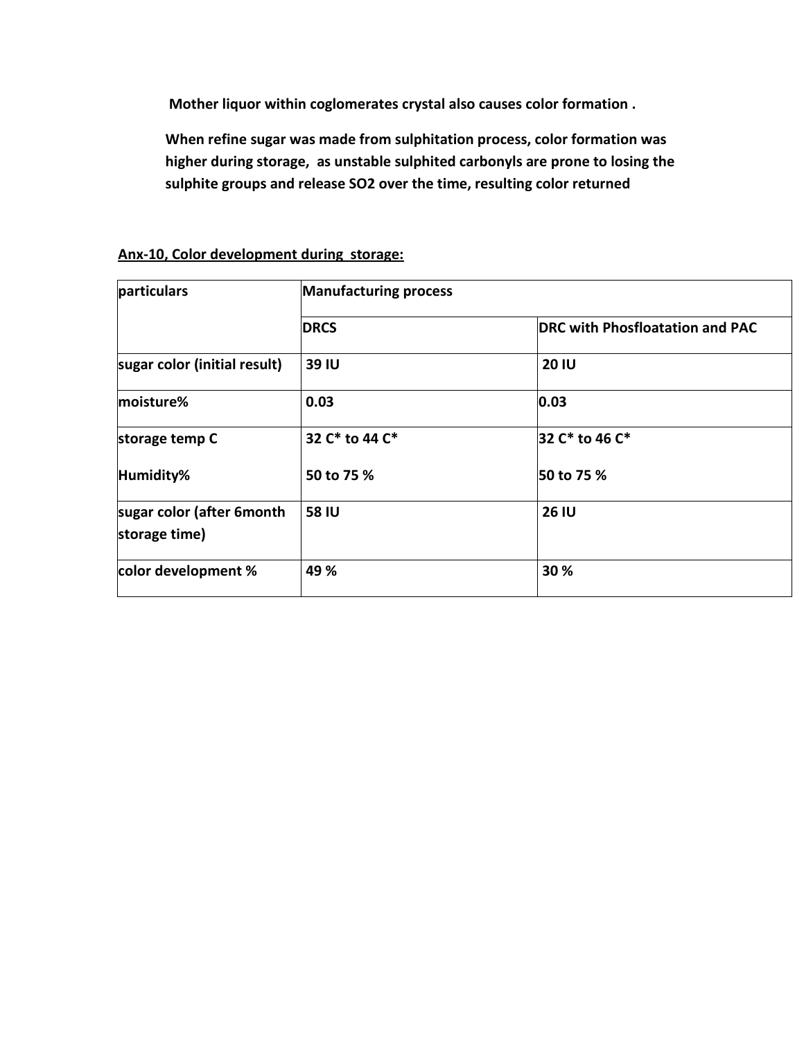**Mother liquor within coglomerates crystal also causes color formation .**

**When refine sugar was made from sulphitation process, color formation was higher during storage, as unstable sulphited carbonyls are prone to losing the sulphite groups and release $SO_2$ over the time, resulting color returned**

**Anx-10, Color development during storage:**

| particulars | Manufacturing process | |
|---|---|---|
| | DRCS | DRC with Phosfloatation and PAC |
| sugar color (initial result) | 39 IU | 20 IU |
| moisture% | 0.03 | 0.03 |
| storage temp C<br>Humidity% | 32 C* to 44 C*<br>50 to 75 % | 32 C* to 46 C*<br>50 to 75 % |
| sugar color (after 6month storage time) | 58 IU | 26 IU |
| color development % | 49 % | 30 % |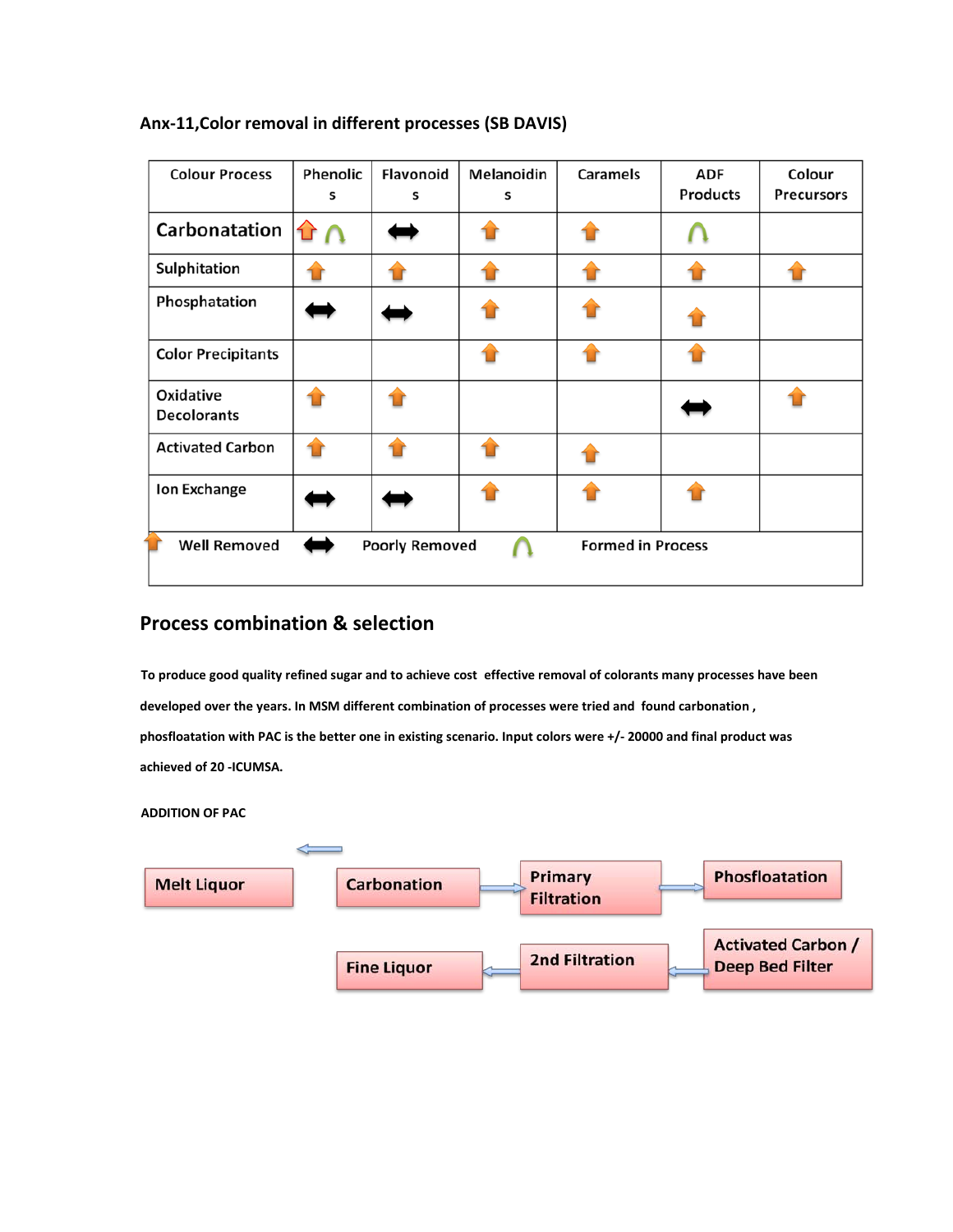### Anx-11,Color removal in different processes (SB DAVIS)

| Colour Process | Phenolics | Flavonoids | Melanoidins | Caramels | ADF Products | Colour Precursors |
|---|---|---|---|---|---|---|
| Carbonatation | ↑ ∩ | ⟷ | ↑ | ↑ | ∩ | |
| Sulphitation | ↑ | ↑ | ↑ | ↑ | ↑ | ↑ |
| Phosphatation | ⟷ | ⟷ | ↑ | ↑ | ↑ | |
| Color Precipitants | | | ↑ | ↑ | ↑ | |
| Oxidative Decolorants | ↑ | ↑ | | | ⟷ | ↑ |
| Activated Carbon | ↑ | ↑ | ↑ | ↑ | | |
| Ion Exchange | ⟷ | ⟷ | ↑ | ↑ | ↑ | |

↑ Well Removed ⟷ Poorly Removed ∩ Formed in Process

## Process combination & selection

**To produce good quality refined sugar and to achieve cost effective removal of colorants many processes have been developed over the years. In MSM different combination of processes were tried and found carbonation , phosfloatation with PAC is the better one in existing scenario. Input colors were +/- 20000 and final product was achieved of 20 -ICUMSA.**

**ADDITION OF PAC**

Melt Liquor → Carbonation → Primary Filtration → Phosfloatation → Activated Carbon / Deep Bed Filter → 2nd Filtration → Fine Liquor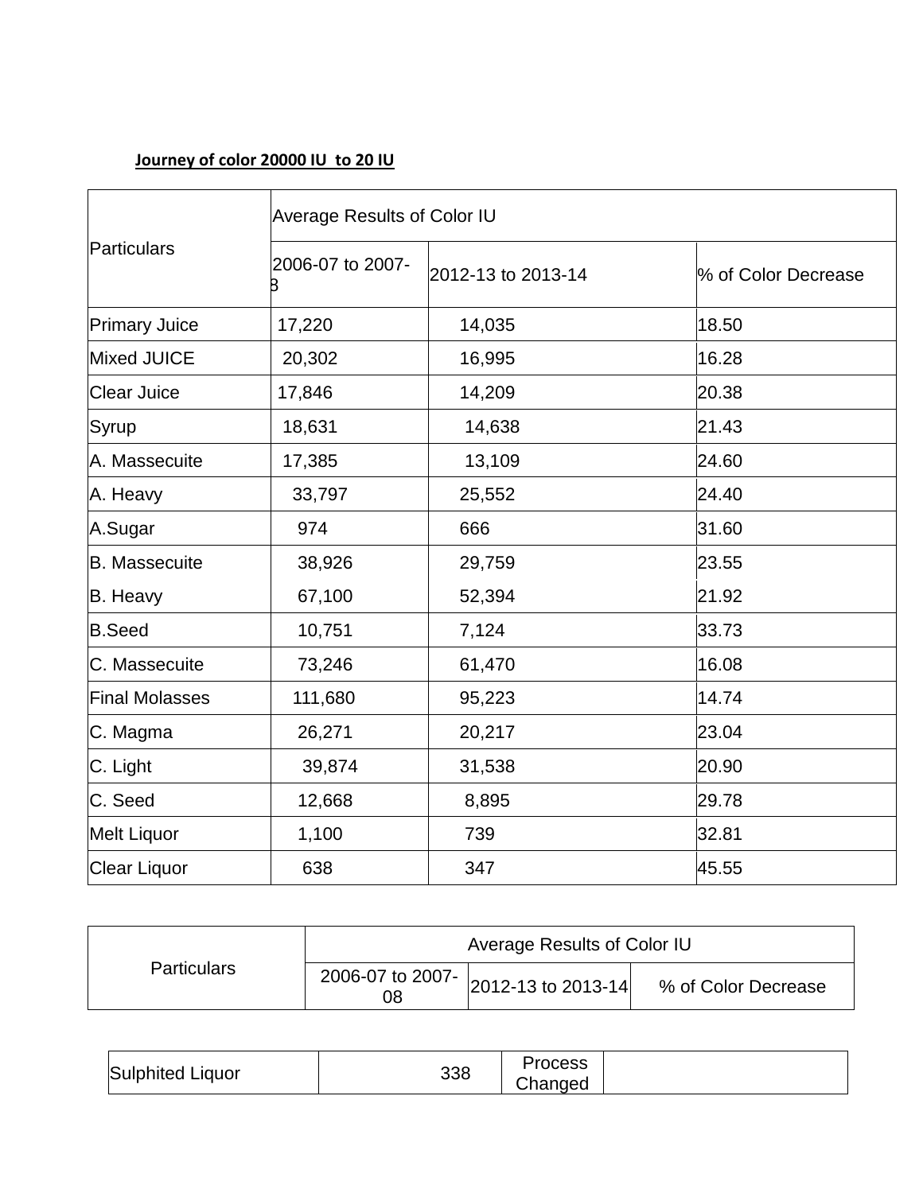**Journey of color 20000 IU to 20 IU**

| Particulars | Average Results of Color IU | | |
|---|---|---|---|
| | 2006-07 to 2007-8 | 2012-13 to 2013-14 | % of Color Decrease |
| Primary Juice | 17,220 | 14,035 | 18.50 |
| Mixed JUICE | 20,302 | 16,995 | 16.28 |
| Clear Juice | 17,846 | 14,209 | 20.38 |
| Syrup | 18,631 | 14,638 | 21.43 |
| A. Massecuite | 17,385 | 13,109 | 24.60 |
| A. Heavy | 33,797 | 25,552 | 24.40 |
| A.Sugar | 974 | 666 | 31.60 |
| B. Massecuite | 38,926 | 29,759 | 23.55 |
| B. Heavy | 67,100 | 52,394 | 21.92 |
| B.Seed | 10,751 | 7,124 | 33.73 |
| C. Massecuite | 73,246 | 61,470 | 16.08 |
| Final Molasses | 111,680 | 95,223 | 14.74 |
| C. Magma | 26,271 | 20,217 | 23.04 |
| C. Light | 39,874 | 31,538 | 20.90 |
| C. Seed | 12,668 | 8,895 | 29.78 |
| Melt Liquor | 1,100 | 739 | 32.81 |
| Clear Liquor | 638 | 347 | 45.55 |

| Particulars | Average Results of Color IU | | |
|---|---|---|---|
| | 2006-07 to 2007-08 | 2012-13 to 2013-14 | % of Color Decrease |
| Sulphited Liquor | 338 | Process Changed | |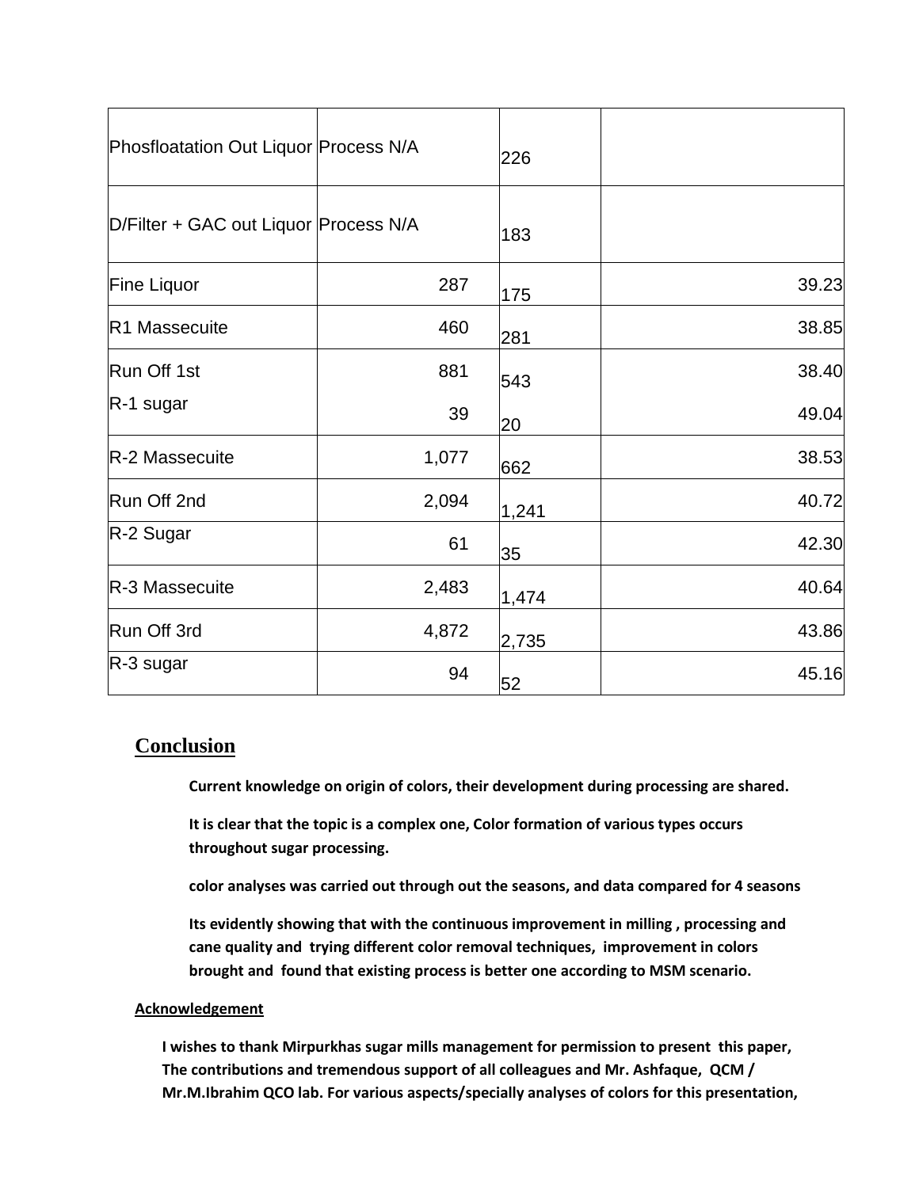| | | | |
|---|---|---|---|
| Phosfloatation Out Liquor | Process N/A | 226 | |
| D/Filter + GAC out Liquor | Process N/A | 183 | |
| Fine Liquor | 287 | 175 | 39.23 |
| R1 Massecuite | 460 | 281 | 38.85 |
| Run Off 1st | 881 | 543 | 38.40 |
| R-1 sugar | 39 | 20 | 49.04 |
| R-2 Massecuite | 1,077 | 662 | 38.53 |
| Run Off 2nd | 2,094 | 1,241 | 40.72 |
| R-2 Sugar | 61 | 35 | 42.30 |
| R-3 Massecuite | 2,483 | 1,474 | 40.64 |
| Run Off 3rd | 4,872 | 2,735 | 43.86 |
| R-3 sugar | 94 | 52 | 45.16 |

## Conclusion

**Current knowledge on origin of colors, their development during processing are shared.**

**It is clear that the topic is a complex one, Color formation of various types occurs throughout sugar processing.**

**color analyses was carried out through out the seasons, and data compared for 4 seasons**

**Its evidently showing that with the continuous improvement in milling , processing and cane quality and trying different color removal techniques, improvement in colors brought and found that existing process is better one according to MSM scenario.**

**Acknowledgement**

**I wishes to thank Mirpurkhas sugar mills management for permission to present this paper, The contributions and tremendous support of all colleagues and Mr. Ashfaque, QCM / Mr.M.Ibrahim QCO lab. For various aspects/specially analyses of colors for this presentation,**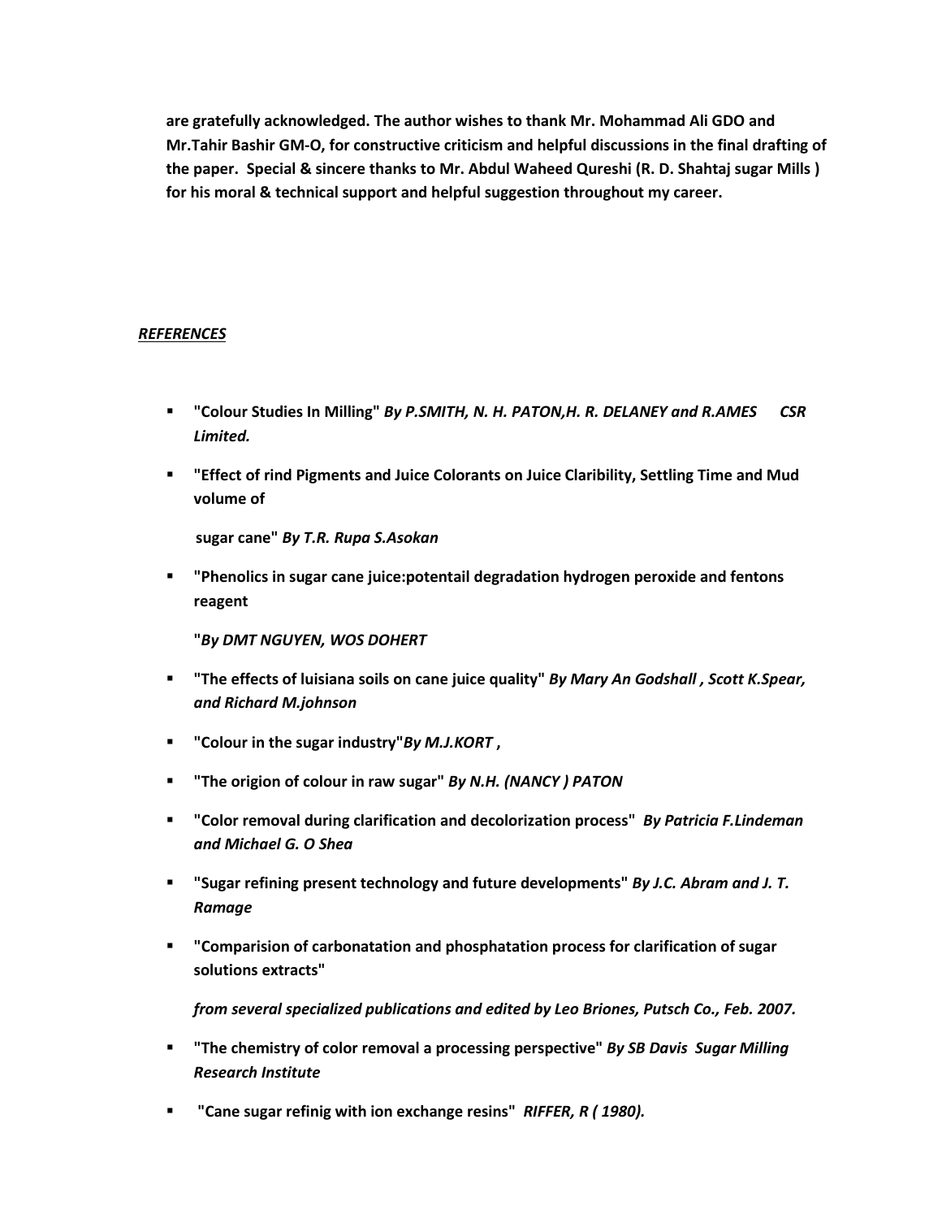**are gratefully acknowledged. The author wishes to thank Mr. Mohammad Ali GDO and Mr.Tahir Bashir GM-O, for constructive criticism and helpful discussions in the final drafting of the paper. Special & sincere thanks to Mr. Abdul Waheed Qureshi (R. D. Shahtaj sugar Mills ) for his moral & technical support and helpful suggestion throughout my career.**

***REFERENCES***

- **"Colour Studies In Milling"** ***By P.SMITH, N. H. PATON,H. R. DELANEY and R.AMES CSR Limited.***
- **"Effect of rind Pigments and Juice Colorants on Juice Claribility, Settling Time and Mud volume of**

  **sugar cane"** ***By T.R. Rupa S.Asokan***
- **"Phenolics in sugar cane juice:potentail degradation hydrogen peroxide and fentons reagent**

  **"*By DMT NGUYEN, WOS DOHERT***
- **"The effects of luisiana soils on cane juice quality"** ***By Mary An Godshall , Scott K.Spear, and Richard M.johnson***
- **"Colour in the sugar industry"*By M.J.KORT* ,**
- **"The origion of colour in raw sugar"** ***By N.H. (NANCY ) PATON***
- **"Color removal during clarification and decolorization process"** ***By Patricia F.Lindeman and Michael G. O Shea***
- **"Sugar refining present technology and future developments"** ***By J.C. Abram and J. T. Ramage***
- **"Comparision of carbonatation and phosphatation process for clarification of sugar solutions extracts"**

  ***from several specialized publications and edited by Leo Briones, Putsch Co., Feb. 2007.***
- **"The chemistry of color removal a processing perspective"** ***By SB Davis Sugar Milling Research Institute***
- **"Cane sugar refinig with ion exchange resins"** ***RIFFER, R ( 1980).***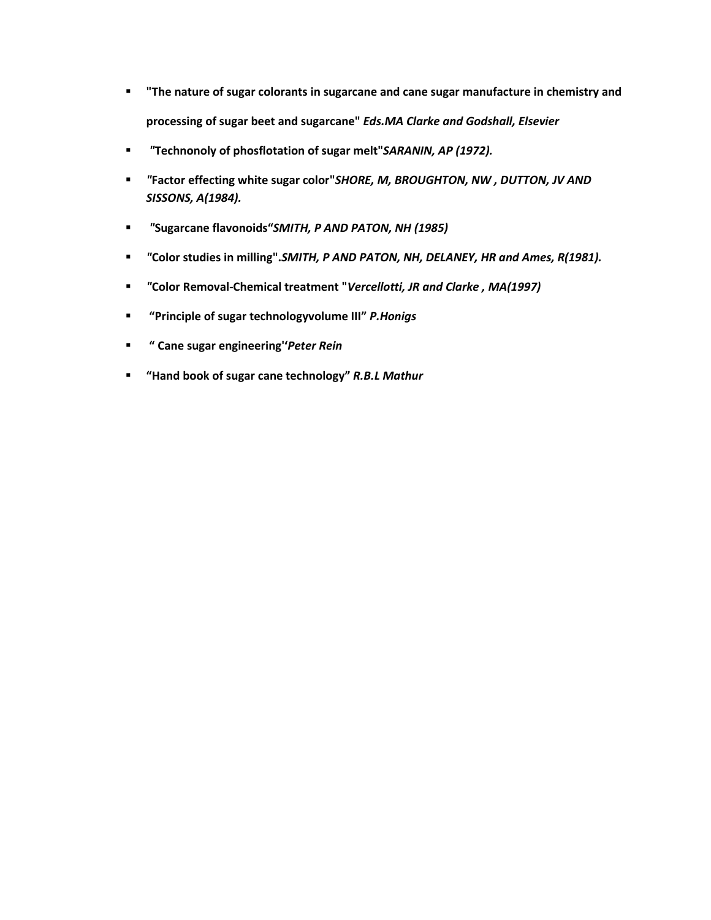- **"The nature of sugar colorants in sugarcane and cane sugar manufacture in chemistry and processing of sugar beet and sugarcane"** ***Eds.MA Clarke and Godshall, Elsevier***
- *"***Technonoly of phosflotation of sugar melt"*****SARANIN, AP (1972).***
- *"***Factor effecting white sugar color"*****SHORE, M, BROUGHTON, NW , DUTTON, JV AND SISSONS, A(1984).***
- *"***Sugarcane flavonoids"*****SMITH, P AND PATON, NH (1985)***
- *"***Color studies in milling".*****SMITH, P AND PATON, NH, DELANEY, HR and Ames, R(1981).***
- *"***Color Removal-Chemical treatment "*****Vercellotti, JR and Clarke , MA(1997)***
- **"Principle of sugar technologyvolume III"** ***P.Honigs***
- **" Cane sugar engineering'** ***'Peter Rein***
- **"Hand book of sugar cane technology"** ***R.B.L Mathur***